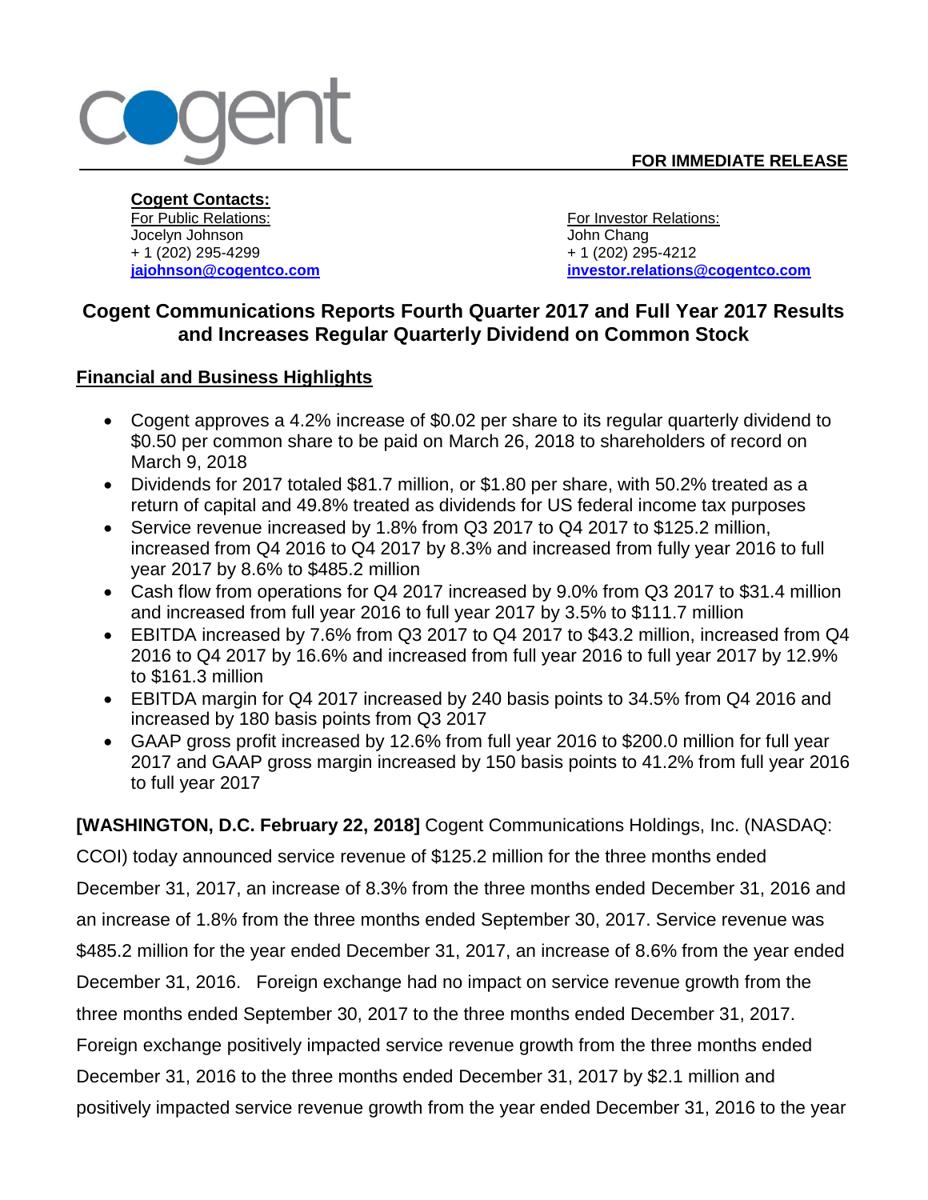**FOR IMMEDIATE RELEASE**

**Cogent Contacts:**

For Public Relations:
Jocelyn Johnson
+ 1 (202) 295-4299
**jajohnson@cogentco.com**

For Investor Relations:
John Chang
+ 1 (202) 295-4212
**investor.relations@cogentco.com**

# Cogent Communications Reports Fourth Quarter 2017 and Full Year 2017 Results and Increases Regular Quarterly Dividend on Common Stock

## Financial and Business Highlights

- Cogent approves a 4.2% increase of $0.02 per share to its regular quarterly dividend to $0.50 per common share to be paid on March 26, 2018 to shareholders of record on March 9, 2018
- Dividends for 2017 totaled $81.7 million, or $1.80 per share, with 50.2% treated as a return of capital and 49.8% treated as dividends for US federal income tax purposes
- Service revenue increased by 1.8% from Q3 2017 to Q4 2017 to $125.2 million, increased from Q4 2016 to Q4 2017 by 8.3% and increased from fully year 2016 to full year 2017 by 8.6% to $485.2 million
- Cash flow from operations for Q4 2017 increased by 9.0% from Q3 2017 to $31.4 million and increased from full year 2016 to full year 2017 by 3.5% to $111.7 million
- EBITDA increased by 7.6% from Q3 2017 to Q4 2017 to $43.2 million, increased from Q4 2016 to Q4 2017 by 16.6% and increased from full year 2016 to full year 2017 by 12.9% to $161.3 million
- EBITDA margin for Q4 2017 increased by 240 basis points to 34.5% from Q4 2016 and increased by 180 basis points from Q3 2017
- GAAP gross profit increased by 12.6% from full year 2016 to $200.0 million for full year 2017 and GAAP gross margin increased by 150 basis points to 41.2% from full year 2016 to full year 2017

**[WASHINGTON, D.C. February 22, 2018]** Cogent Communications Holdings, Inc. (NASDAQ: CCOI) today announced service revenue of $125.2 million for the three months ended December 31, 2017, an increase of 8.3% from the three months ended December 31, 2016 and an increase of 1.8% from the three months ended September 30, 2017. Service revenue was $485.2 million for the year ended December 31, 2017, an increase of 8.6% from the year ended December 31, 2016. Foreign exchange had no impact on service revenue growth from the three months ended September 30, 2017 to the three months ended December 31, 2017. Foreign exchange positively impacted service revenue growth from the three months ended December 31, 2016 to the three months ended December 31, 2017 by $2.1 million and positively impacted service revenue growth from the year ended December 31, 2016 to the year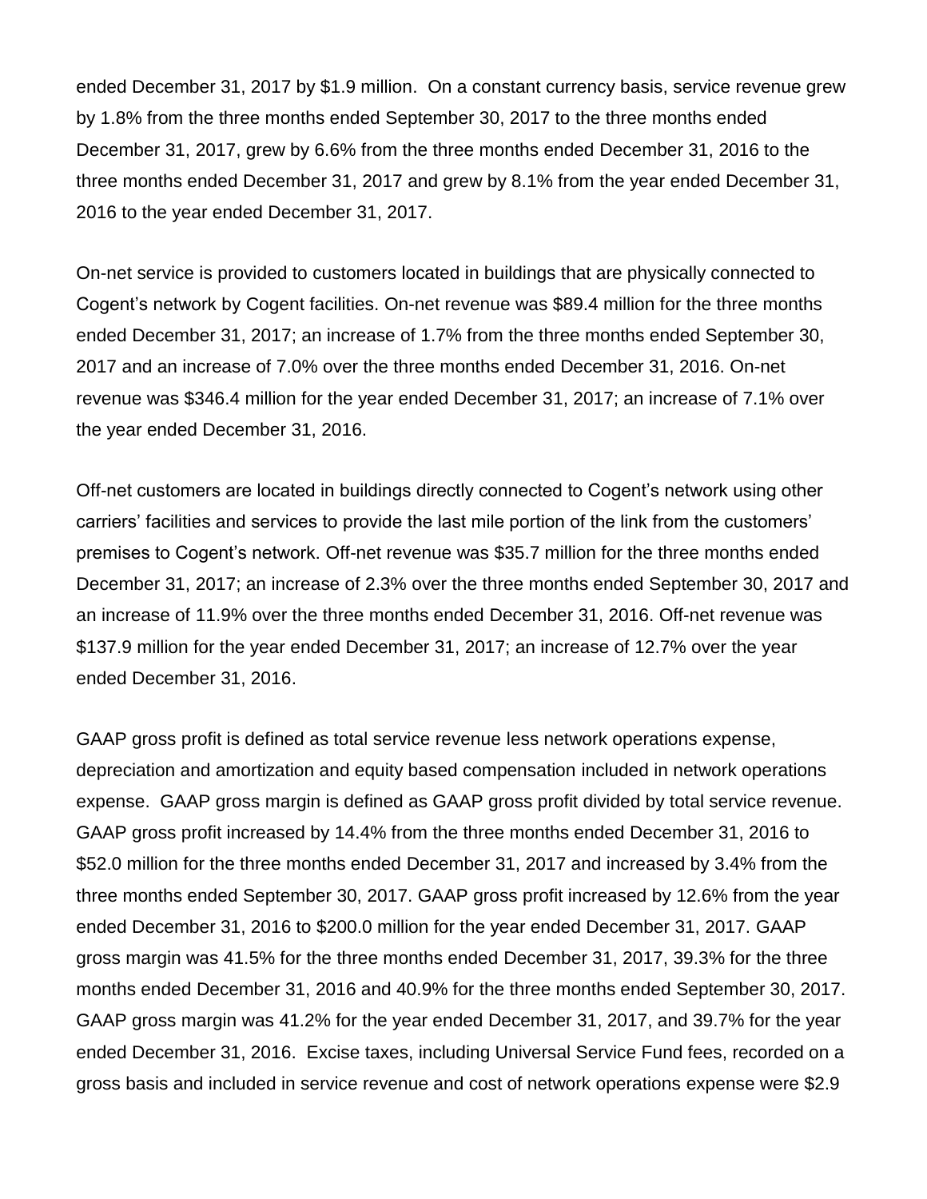ended December 31, 2017 by $1.9 million. On a constant currency basis, service revenue grew by 1.8% from the three months ended September 30, 2017 to the three months ended December 31, 2017, grew by 6.6% from the three months ended December 31, 2016 to the three months ended December 31, 2017 and grew by 8.1% from the year ended December 31, 2016 to the year ended December 31, 2017.

On-net service is provided to customers located in buildings that are physically connected to Cogent's network by Cogent facilities. On-net revenue was $89.4 million for the three months ended December 31, 2017; an increase of 1.7% from the three months ended September 30, 2017 and an increase of 7.0% over the three months ended December 31, 2016. On-net revenue was $346.4 million for the year ended December 31, 2017; an increase of 7.1% over the year ended December 31, 2016.

Off-net customers are located in buildings directly connected to Cogent's network using other carriers' facilities and services to provide the last mile portion of the link from the customers' premises to Cogent's network. Off-net revenue was $35.7 million for the three months ended December 31, 2017; an increase of 2.3% over the three months ended September 30, 2017 and an increase of 11.9% over the three months ended December 31, 2016. Off-net revenue was $137.9 million for the year ended December 31, 2017; an increase of 12.7% over the year ended December 31, 2016.

GAAP gross profit is defined as total service revenue less network operations expense, depreciation and amortization and equity based compensation included in network operations expense. GAAP gross margin is defined as GAAP gross profit divided by total service revenue. GAAP gross profit increased by 14.4% from the three months ended December 31, 2016 to $52.0 million for the three months ended December 31, 2017 and increased by 3.4% from the three months ended September 30, 2017. GAAP gross profit increased by 12.6% from the year ended December 31, 2016 to $200.0 million for the year ended December 31, 2017. GAAP gross margin was 41.5% for the three months ended December 31, 2017, 39.3% for the three months ended December 31, 2016 and 40.9% for the three months ended September 30, 2017. GAAP gross margin was 41.2% for the year ended December 31, 2017, and 39.7% for the year ended December 31, 2016. Excise taxes, including Universal Service Fund fees, recorded on a gross basis and included in service revenue and cost of network operations expense were $2.9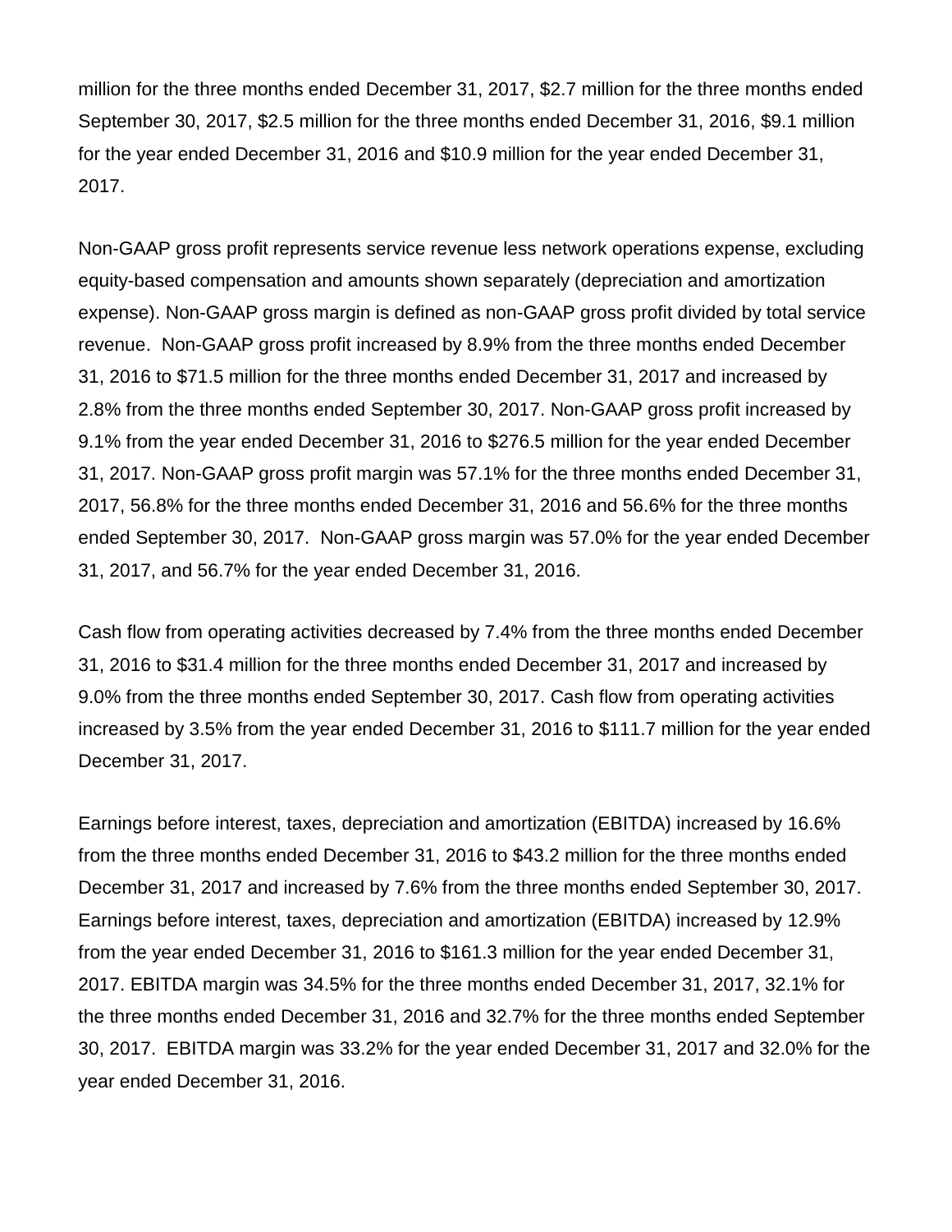million for the three months ended December 31, 2017, $2.7 million for the three months ended September 30, 2017, $2.5 million for the three months ended December 31, 2016, $9.1 million for the year ended December 31, 2016 and $10.9 million for the year ended December 31, 2017.

Non-GAAP gross profit represents service revenue less network operations expense, excluding equity-based compensation and amounts shown separately (depreciation and amortization expense). Non-GAAP gross margin is defined as non-GAAP gross profit divided by total service revenue. Non-GAAP gross profit increased by 8.9% from the three months ended December 31, 2016 to $71.5 million for the three months ended December 31, 2017 and increased by 2.8% from the three months ended September 30, 2017. Non-GAAP gross profit increased by 9.1% from the year ended December 31, 2016 to $276.5 million for the year ended December 31, 2017. Non-GAAP gross profit margin was 57.1% for the three months ended December 31, 2017, 56.8% for the three months ended December 31, 2016 and 56.6% for the three months ended September 30, 2017. Non-GAAP gross margin was 57.0% for the year ended December 31, 2017, and 56.7% for the year ended December 31, 2016.

Cash flow from operating activities decreased by 7.4% from the three months ended December 31, 2016 to $31.4 million for the three months ended December 31, 2017 and increased by 9.0% from the three months ended September 30, 2017. Cash flow from operating activities increased by 3.5% from the year ended December 31, 2016 to $111.7 million for the year ended December 31, 2017.

Earnings before interest, taxes, depreciation and amortization (EBITDA) increased by 16.6% from the three months ended December 31, 2016 to $43.2 million for the three months ended December 31, 2017 and increased by 7.6% from the three months ended September 30, 2017. Earnings before interest, taxes, depreciation and amortization (EBITDA) increased by 12.9% from the year ended December 31, 2016 to $161.3 million for the year ended December 31, 2017. EBITDA margin was 34.5% for the three months ended December 31, 2017, 32.1% for the three months ended December 31, 2016 and 32.7% for the three months ended September 30, 2017. EBITDA margin was 33.2% for the year ended December 31, 2017 and 32.0% for the year ended December 31, 2016.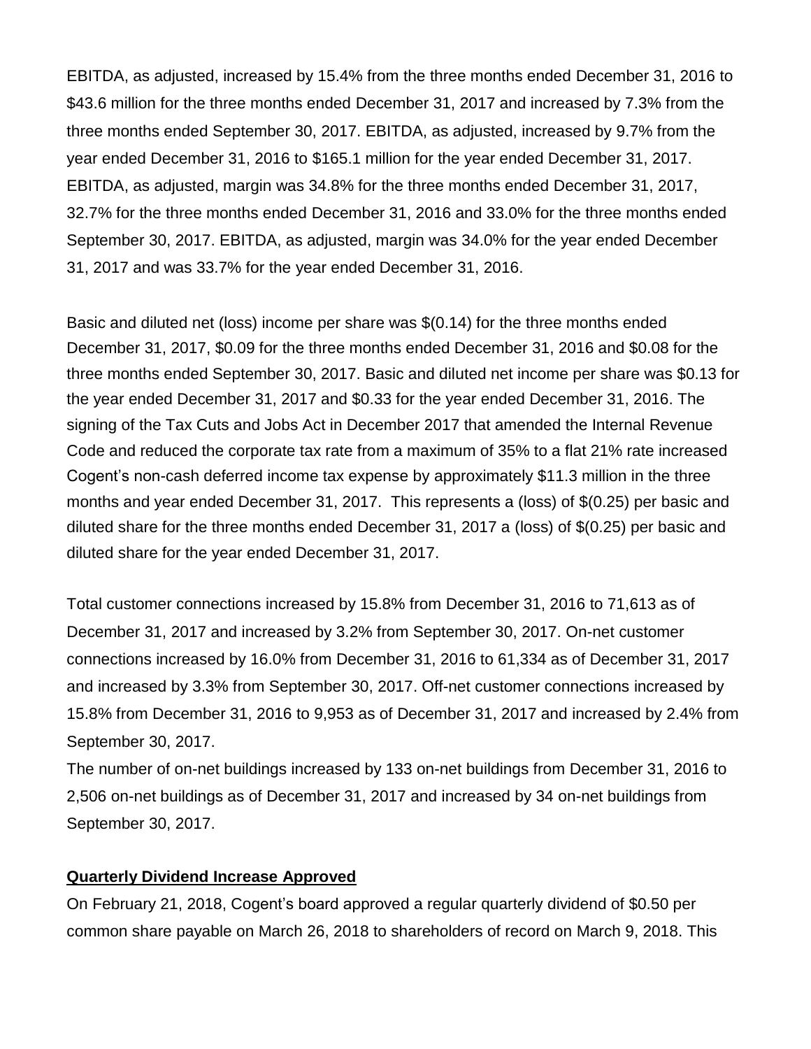EBITDA, as adjusted, increased by 15.4% from the three months ended December 31, 2016 to $43.6 million for the three months ended December 31, 2017 and increased by 7.3% from the three months ended September 30, 2017. EBITDA, as adjusted, increased by 9.7% from the year ended December 31, 2016 to $165.1 million for the year ended December 31, 2017. EBITDA, as adjusted, margin was 34.8% for the three months ended December 31, 2017, 32.7% for the three months ended December 31, 2016 and 33.0% for the three months ended September 30, 2017. EBITDA, as adjusted, margin was 34.0% for the year ended December 31, 2017 and was 33.7% for the year ended December 31, 2016.

Basic and diluted net (loss) income per share was $(0.14) for the three months ended December 31, 2017, $0.09 for the three months ended December 31, 2016 and $0.08 for the three months ended September 30, 2017. Basic and diluted net income per share was $0.13 for the year ended December 31, 2017 and $0.33 for the year ended December 31, 2016. The signing of the Tax Cuts and Jobs Act in December 2017 that amended the Internal Revenue Code and reduced the corporate tax rate from a maximum of 35% to a flat 21% rate increased Cogent's non-cash deferred income tax expense by approximately $11.3 million in the three months and year ended December 31, 2017. This represents a (loss) of $(0.25) per basic and diluted share for the three months ended December 31, 2017 a (loss) of $(0.25) per basic and diluted share for the year ended December 31, 2017.

Total customer connections increased by 15.8% from December 31, 2016 to 71,613 as of December 31, 2017 and increased by 3.2% from September 30, 2017. On-net customer connections increased by 16.0% from December 31, 2016 to 61,334 as of December 31, 2017 and increased by 3.3% from September 30, 2017. Off-net customer connections increased by 15.8% from December 31, 2016 to 9,953 as of December 31, 2017 and increased by 2.4% from September 30, 2017.

The number of on-net buildings increased by 133 on-net buildings from December 31, 2016 to 2,506 on-net buildings as of December 31, 2017 and increased by 34 on-net buildings from September 30, 2017.

**Quarterly Dividend Increase Approved**

On February 21, 2018, Cogent's board approved a regular quarterly dividend of $0.50 per common share payable on March 26, 2018 to shareholders of record on March 9, 2018. This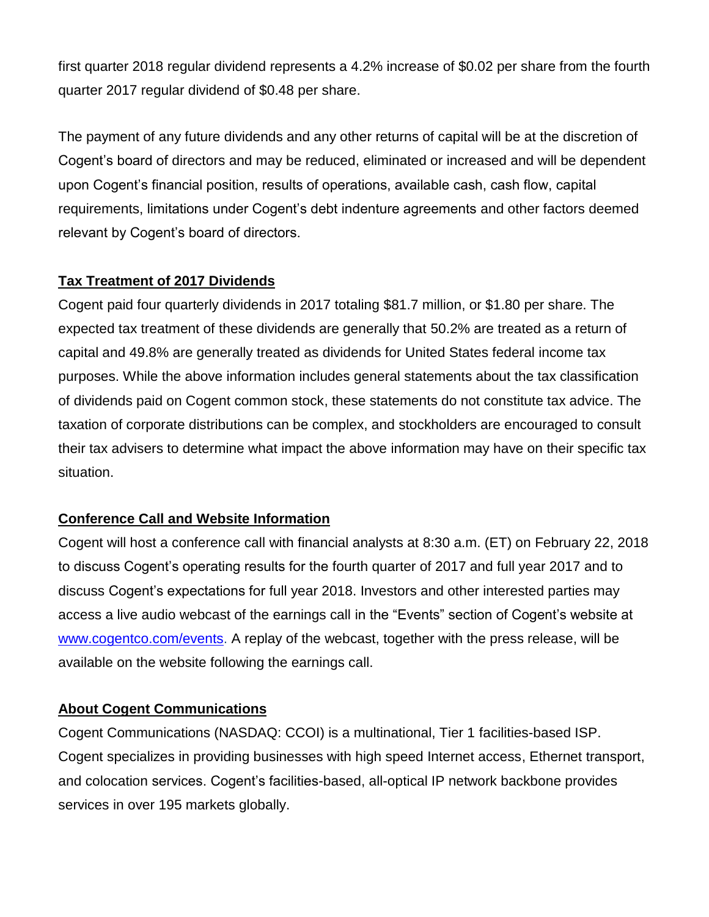first quarter 2018 regular dividend represents a 4.2% increase of $0.02 per share from the fourth quarter 2017 regular dividend of $0.48 per share.

The payment of any future dividends and any other returns of capital will be at the discretion of Cogent's board of directors and may be reduced, eliminated or increased and will be dependent upon Cogent's financial position, results of operations, available cash, cash flow, capital requirements, limitations under Cogent's debt indenture agreements and other factors deemed relevant by Cogent's board of directors.

## Tax Treatment of 2017 Dividends

Cogent paid four quarterly dividends in 2017 totaling $81.7 million, or $1.80 per share. The expected tax treatment of these dividends are generally that 50.2% are treated as a return of capital and 49.8% are generally treated as dividends for United States federal income tax purposes. While the above information includes general statements about the tax classification of dividends paid on Cogent common stock, these statements do not constitute tax advice. The taxation of corporate distributions can be complex, and stockholders are encouraged to consult their tax advisers to determine what impact the above information may have on their specific tax situation.

## Conference Call and Website Information

Cogent will host a conference call with financial analysts at 8:30 a.m. (ET) on February 22, 2018 to discuss Cogent's operating results for the fourth quarter of 2017 and full year 2017 and to discuss Cogent's expectations for full year 2018. Investors and other interested parties may access a live audio webcast of the earnings call in the "Events" section of Cogent's website at [www.cogentco.com/events](www.cogentco.com/events). A replay of the webcast, together with the press release, will be available on the website following the earnings call.

## About Cogent Communications

Cogent Communications (NASDAQ: CCOI) is a multinational, Tier 1 facilities-based ISP. Cogent specializes in providing businesses with high speed Internet access, Ethernet transport, and colocation services. Cogent's facilities-based, all-optical IP network backbone provides services in over 195 markets globally.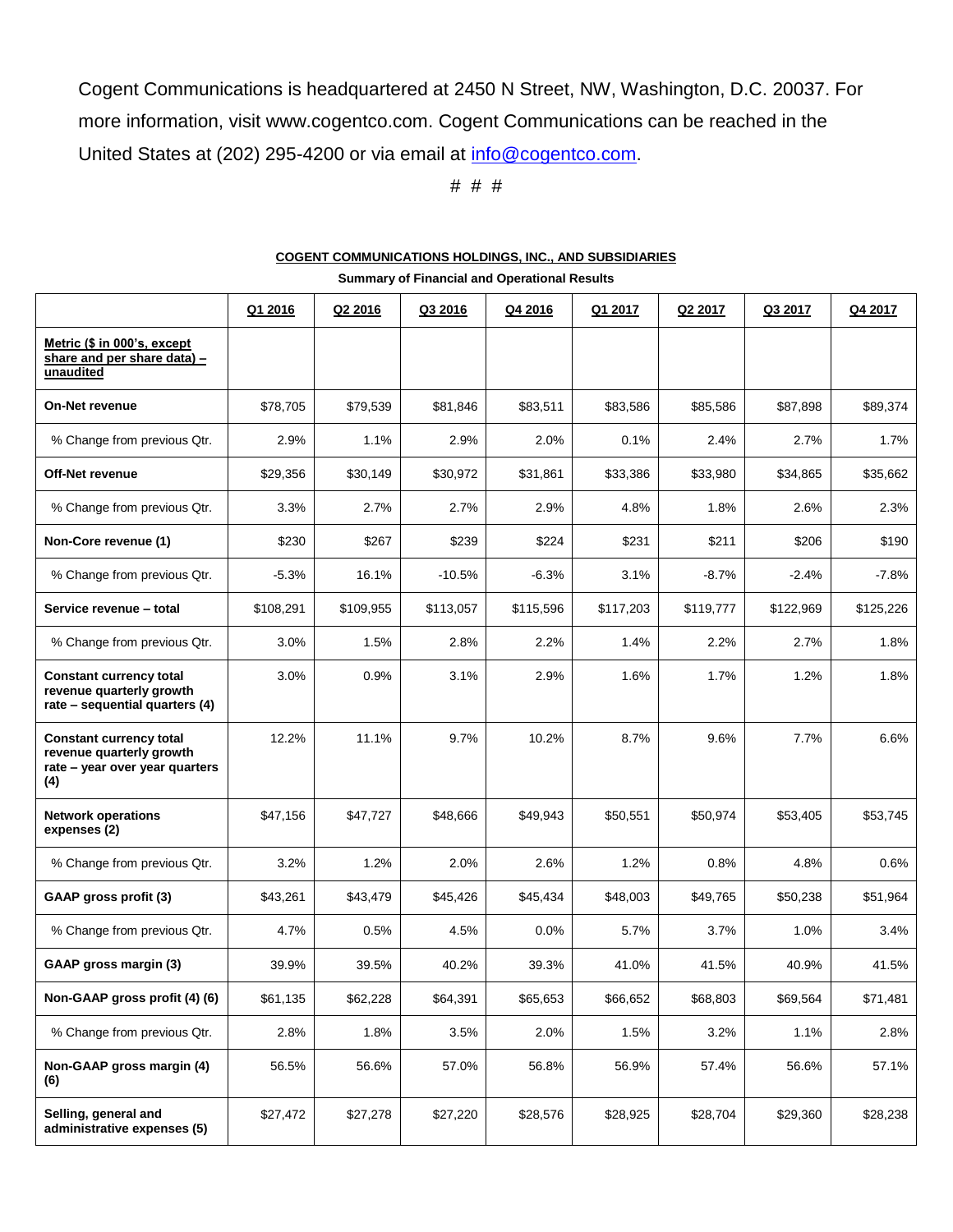Cogent Communications is headquartered at 2450 N Street, NW, Washington, D.C. 20037. For more information, visit www.cogentco.com. Cogent Communications can be reached in the United States at (202) 295-4200 or via email at info@cogentco.com.

# # #

**COGENT COMMUNICATIONS HOLDINGS, INC., AND SUBSIDIARIES**

**Summary of Financial and Operational Results**

| | Q1 2016 | Q2 2016 | Q3 2016 | Q4 2016 | Q1 2017 | Q2 2017 | Q3 2017 | Q4 2017 |
|---|---|---|---|---|---|---|---|---|
| **Metric ($ in 000's, except share and per share data) – unaudited** | | | | | | | | |
| **On-Net revenue** | $78,705 | $79,539 | $81,846 | $83,511 | $83,586 | $85,586 | $87,898 | $89,374 |
| % Change from previous Qtr. | 2.9% | 1.1% | 2.9% | 2.0% | 0.1% | 2.4% | 2.7% | 1.7% |
| **Off-Net revenue** | $29,356 | $30,149 | $30,972 | $31,861 | $33,386 | $33,980 | $34,865 | $35,662 |
| % Change from previous Qtr. | 3.3% | 2.7% | 2.7% | 2.9% | 4.8% | 1.8% | 2.6% | 2.3% |
| **Non-Core revenue (1)** | $230 | $267 | $239 | $224 | $231 | $211 | $206 | $190 |
| % Change from previous Qtr. | -5.3% | 16.1% | -10.5% | -6.3% | 3.1% | -8.7% | -2.4% | -7.8% |
| **Service revenue – total** | $108,291 | $109,955 | $113,057 | $115,596 | $117,203 | $119,777 | $122,969 | $125,226 |
| % Change from previous Qtr. | 3.0% | 1.5% | 2.8% | 2.2% | 1.4% | 2.2% | 2.7% | 1.8% |
| **Constant currency total revenue quarterly growth rate – sequential quarters (4)** | 3.0% | 0.9% | 3.1% | 2.9% | 1.6% | 1.7% | 1.2% | 1.8% |
| **Constant currency total revenue quarterly growth rate – year over year quarters (4)** | 12.2% | 11.1% | 9.7% | 10.2% | 8.7% | 9.6% | 7.7% | 6.6% |
| **Network operations expenses (2)** | $47,156 | $47,727 | $48,666 | $49,943 | $50,551 | $50,974 | $53,405 | $53,745 |
| % Change from previous Qtr. | 3.2% | 1.2% | 2.0% | 2.6% | 1.2% | 0.8% | 4.8% | 0.6% |
| **GAAP gross profit (3)** | $43,261 | $43,479 | $45,426 | $45,434 | $48,003 | $49,765 | $50,238 | $51,964 |
| % Change from previous Qtr. | 4.7% | 0.5% | 4.5% | 0.0% | 5.7% | 3.7% | 1.0% | 3.4% |
| **GAAP gross margin (3)** | 39.9% | 39.5% | 40.2% | 39.3% | 41.0% | 41.5% | 40.9% | 41.5% |
| **Non-GAAP gross profit (4) (6)** | $61,135 | $62,228 | $64,391 | $65,653 | $66,652 | $68,803 | $69,564 | $71,481 |
| % Change from previous Qtr. | 2.8% | 1.8% | 3.5% | 2.0% | 1.5% | 3.2% | 1.1% | 2.8% |
| **Non-GAAP gross margin (4) (6)** | 56.5% | 56.6% | 57.0% | 56.8% | 56.9% | 57.4% | 56.6% | 57.1% |
| **Selling, general and administrative expenses (5)** | $27,472 | $27,278 | $27,220 | $28,576 | $28,925 | $28,704 | $29,360 | $28,238 |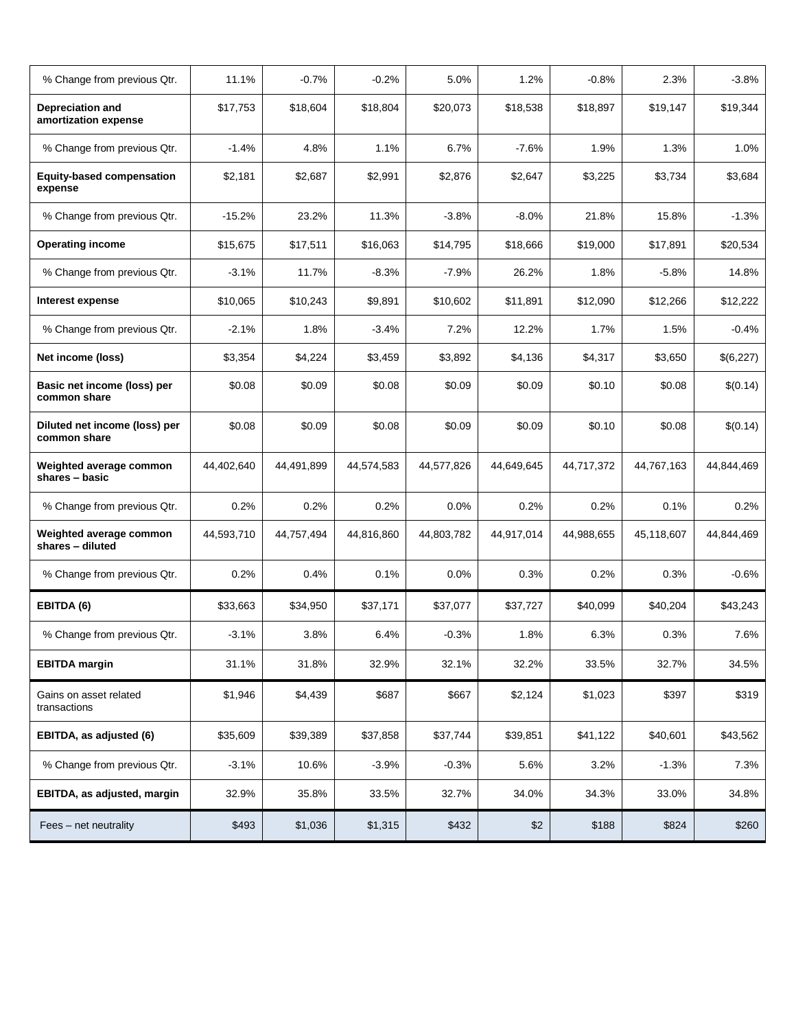| | | | | | | | | |
|---|---|---|---|---|---|---|---|---|
| % Change from previous Qtr. | 11.1% | -0.7% | -0.2% | 5.0% | 1.2% | -0.8% | 2.3% | -3.8% |
| **Depreciation and amortization expense** | $17,753 | $18,604 | $18,804 | $20,073 | $18,538 | $18,897 | $19,147 | $19,344 |
| % Change from previous Qtr. | -1.4% | 4.8% | 1.1% | 6.7% | -7.6% | 1.9% | 1.3% | 1.0% |
| **Equity-based compensation expense** | $2,181 | $2,687 | $2,991 | $2,876 | $2,647 | $3,225 | $3,734 | $3,684 |
| % Change from previous Qtr. | -15.2% | 23.2% | 11.3% | -3.8% | -8.0% | 21.8% | 15.8% | -1.3% |
| **Operating income** | $15,675 | $17,511 | $16,063 | $14,795 | $18,666 | $19,000 | $17,891 | $20,534 |
| % Change from previous Qtr. | -3.1% | 11.7% | -8.3% | -7.9% | 26.2% | 1.8% | -5.8% | 14.8% |
| **Interest expense** | $10,065 | $10,243 | $9,891 | $10,602 | $11,891 | $12,090 | $12,266 | $12,222 |
| % Change from previous Qtr. | -2.1% | 1.8% | -3.4% | 7.2% | 12.2% | 1.7% | 1.5% | -0.4% |
| **Net income (loss)** | $3,354 | $4,224 | $3,459 | $3,892 | $4,136 | $4,317 | $3,650 | $(6,227) |
| **Basic net income (loss) per common share** | $0.08 | $0.09 | $0.08 | $0.09 | $0.09 | $0.10 | $0.08 | $(0.14) |
| **Diluted net income (loss) per common share** | $0.08 | $0.09 | $0.08 | $0.09 | $0.09 | $0.10 | $0.08 | $(0.14) |
| **Weighted average common shares – basic** | 44,402,640 | 44,491,899 | 44,574,583 | 44,577,826 | 44,649,645 | 44,717,372 | 44,767,163 | 44,844,469 |
| % Change from previous Qtr. | 0.2% | 0.2% | 0.2% | 0.0% | 0.2% | 0.2% | 0.1% | 0.2% |
| **Weighted average common shares – diluted** | 44,593,710 | 44,757,494 | 44,816,860 | 44,803,782 | 44,917,014 | 44,988,655 | 45,118,607 | 44,844,469 |
| % Change from previous Qtr. | 0.2% | 0.4% | 0.1% | 0.0% | 0.3% | 0.2% | 0.3% | -0.6% |
| **EBITDA (6)** | $33,663 | $34,950 | $37,171 | $37,077 | $37,727 | $40,099 | $40,204 | $43,243 |
| % Change from previous Qtr. | -3.1% | 3.8% | 6.4% | -0.3% | 1.8% | 6.3% | 0.3% | 7.6% |
| **EBITDA margin** | 31.1% | 31.8% | 32.9% | 32.1% | 32.2% | 33.5% | 32.7% | 34.5% |
| Gains on asset related transactions | $1,946 | $4,439 | $687 | $667 | $2,124 | $1,023 | $397 | $319 |
| **EBITDA, as adjusted (6)** | $35,609 | $39,389 | $37,858 | $37,744 | $39,851 | $41,122 | $40,601 | $43,562 |
| % Change from previous Qtr. | -3.1% | 10.6% | -3.9% | -0.3% | 5.6% | 3.2% | -1.3% | 7.3% |
| **EBITDA, as adjusted, margin** | 32.9% | 35.8% | 33.5% | 32.7% | 34.0% | 34.3% | 33.0% | 34.8% |
| Fees – net neutrality | $493 | $1,036 | $1,315 | $432 | $2 | $188 | $824 | $260 |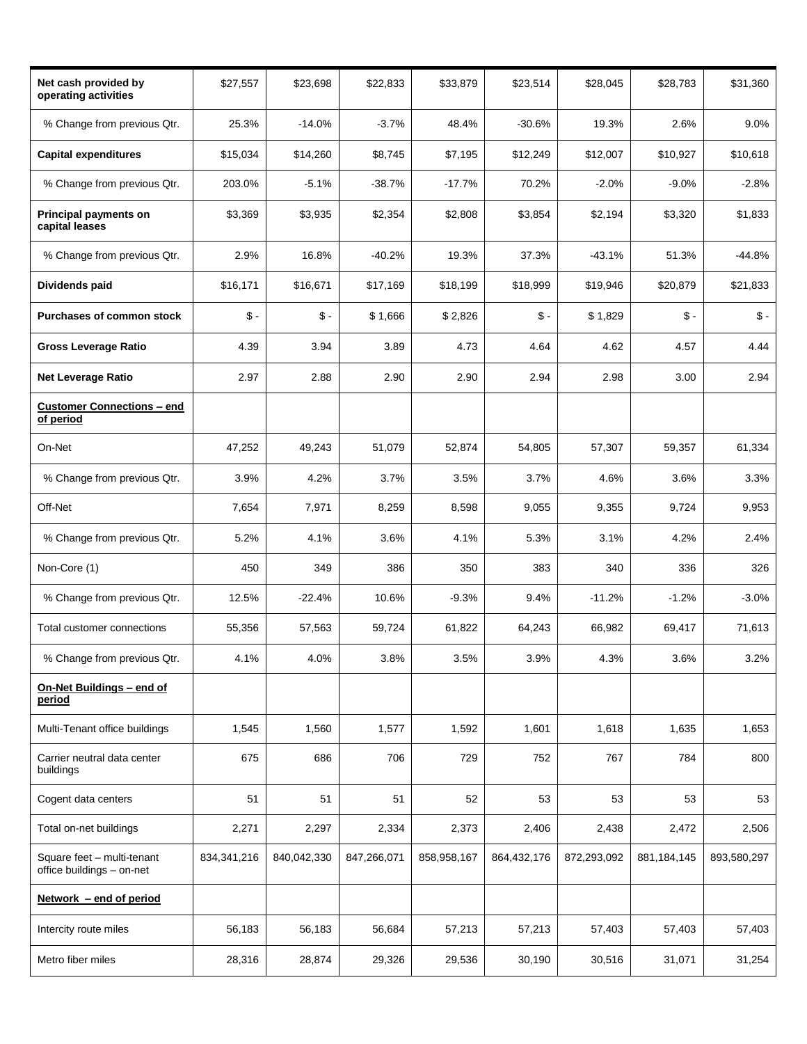| | | | | | | | | |
|---|---|---|---|---|---|---|---|---|
| **Net cash provided by operating activities** | $27,557 | $23,698 | $22,833 | $33,879 | $23,514 | $28,045 | $28,783 | $31,360 |
| % Change from previous Qtr. | 25.3% | -14.0% | -3.7% | 48.4% | -30.6% | 19.3% | 2.6% | 9.0% |
| **Capital expenditures** | $15,034 | $14,260 | $8,745 | $7,195 | $12,249 | $12,007 | $10,927 | $10,618 |
| % Change from previous Qtr. | 203.0% | -5.1% | -38.7% | -17.7% | 70.2% | -2.0% | -9.0% | -2.8% |
| **Principal payments on capital leases** | $3,369 | $3,935 | $2,354 | $2,808 | $3,854 | $2,194 | $3,320 | $1,833 |
| % Change from previous Qtr. | 2.9% | 16.8% | -40.2% | 19.3% | 37.3% | -43.1% | 51.3% | -44.8% |
| **Dividends paid** | $16,171 | $16,671 | $17,169 | $18,199 | $18,999 | $19,946 | $20,879 | $21,833 |
| **Purchases of common stock** | $ - | $ - | $ 1,666 | $ 2,826 | $ - | $ 1,829 | $ - | $ - |
| **Gross Leverage Ratio** | 4.39 | 3.94 | 3.89 | 4.73 | 4.64 | 4.62 | 4.57 | 4.44 |
| **Net Leverage Ratio** | 2.97 | 2.88 | 2.90 | 2.90 | 2.94 | 2.98 | 3.00 | 2.94 |
| **Customer Connections – end of period** | | | | | | | | |
| On-Net | 47,252 | 49,243 | 51,079 | 52,874 | 54,805 | 57,307 | 59,357 | 61,334 |
| % Change from previous Qtr. | 3.9% | 4.2% | 3.7% | 3.5% | 3.7% | 4.6% | 3.6% | 3.3% |
| Off-Net | 7,654 | 7,971 | 8,259 | 8,598 | 9,055 | 9,355 | 9,724 | 9,953 |
| % Change from previous Qtr. | 5.2% | 4.1% | 3.6% | 4.1% | 5.3% | 3.1% | 4.2% | 2.4% |
| Non-Core (1) | 450 | 349 | 386 | 350 | 383 | 340 | 336 | 326 |
| % Change from previous Qtr. | 12.5% | -22.4% | 10.6% | -9.3% | 9.4% | -11.2% | -1.2% | -3.0% |
| Total customer connections | 55,356 | 57,563 | 59,724 | 61,822 | 64,243 | 66,982 | 69,417 | 71,613 |
| % Change from previous Qtr. | 4.1% | 4.0% | 3.8% | 3.5% | 3.9% | 4.3% | 3.6% | 3.2% |
| **On-Net Buildings – end of period** | | | | | | | | |
| Multi-Tenant office buildings | 1,545 | 1,560 | 1,577 | 1,592 | 1,601 | 1,618 | 1,635 | 1,653 |
| Carrier neutral data center buildings | 675 | 686 | 706 | 729 | 752 | 767 | 784 | 800 |
| Cogent data centers | 51 | 51 | 51 | 52 | 53 | 53 | 53 | 53 |
| Total on-net buildings | 2,271 | 2,297 | 2,334 | 2,373 | 2,406 | 2,438 | 2,472 | 2,506 |
| Square feet – multi-tenant office buildings – on-net | 834,341,216 | 840,042,330 | 847,266,071 | 858,958,167 | 864,432,176 | 872,293,092 | 881,184,145 | 893,580,297 |
| **Network – end of period** | | | | | | | | |
| Intercity route miles | 56,183 | 56,183 | 56,684 | 57,213 | 57,213 | 57,403 | 57,403 | 57,403 |
| Metro fiber miles | 28,316 | 28,874 | 29,326 | 29,536 | 30,190 | 30,516 | 31,071 | 31,254 |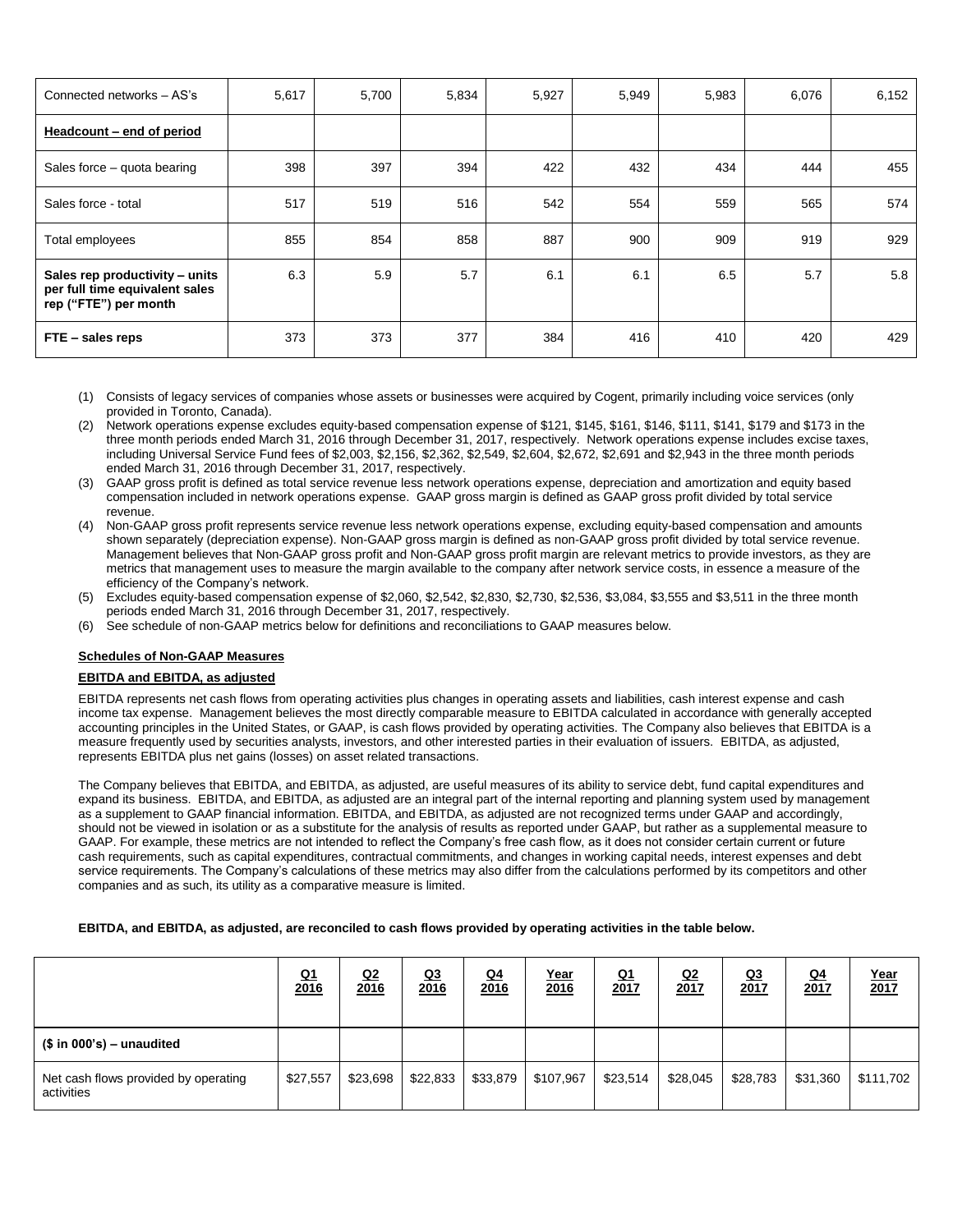| | | | | | | | | |
|---|---|---|---|---|---|---|---|---|
| Connected networks – AS's | 5,617 | 5,700 | 5,834 | 5,927 | 5,949 | 5,983 | 6,076 | 6,152 |
| **Headcount – end of period** | | | | | | | | |
| Sales force – quota bearing | 398 | 397 | 394 | 422 | 432 | 434 | 444 | 455 |
| Sales force - total | 517 | 519 | 516 | 542 | 554 | 559 | 565 | 574 |
| Total employees | 855 | 854 | 858 | 887 | 900 | 909 | 919 | 929 |
| **Sales rep productivity – units per full time equivalent sales rep ("FTE") per month** | 6.3 | 5.9 | 5.7 | 6.1 | 6.1 | 6.5 | 5.7 | 5.8 |
| **FTE – sales reps** | 373 | 373 | 377 | 384 | 416 | 410 | 420 | 429 |

(1) Consists of legacy services of companies whose assets or businesses were acquired by Cogent, primarily including voice services (only provided in Toronto, Canada).
(2) Network operations expense excludes equity-based compensation expense of $121, $145, $161, $146, $111, $141, $179 and $173 in the three month periods ended March 31, 2016 through December 31, 2017, respectively. Network operations expense includes excise taxes, including Universal Service Fund fees of $2,003, $2,156, $2,362, $2,549, $2,604, $2,672, $2,691 and $2,943 in the three month periods ended March 31, 2016 through December 31, 2017, respectively.
(3) GAAP gross profit is defined as total service revenue less network operations expense, depreciation and amortization and equity based compensation included in network operations expense. GAAP gross margin is defined as GAAP gross profit divided by total service revenue.
(4) Non-GAAP gross profit represents service revenue less network operations expense, excluding equity-based compensation and amounts shown separately (depreciation expense). Non-GAAP gross margin is defined as non-GAAP gross profit divided by total service revenue. Management believes that Non-GAAP gross profit and Non-GAAP gross profit margin are relevant metrics to provide investors, as they are metrics that management uses to measure the margin available to the company after network service costs, in essence a measure of the efficiency of the Company's network.
(5) Excludes equity-based compensation expense of $2,060, $2,542, $2,830, $2,730, $2,536, $3,084, $3,555 and $3,511 in the three month periods ended March 31, 2016 through December 31, 2017, respectively.
(6) See schedule of non-GAAP metrics below for definitions and reconciliations to GAAP measures below.

**Schedules of Non-GAAP Measures**

**EBITDA and EBITDA, as adjusted**

EBITDA represents net cash flows from operating activities plus changes in operating assets and liabilities, cash interest expense and cash income tax expense. Management believes the most directly comparable measure to EBITDA calculated in accordance with generally accepted accounting principles in the United States, or GAAP, is cash flows provided by operating activities. The Company also believes that EBITDA is a measure frequently used by securities analysts, investors, and other interested parties in their evaluation of issuers. EBITDA, as adjusted, represents EBITDA plus net gains (losses) on asset related transactions.

The Company believes that EBITDA, and EBITDA, as adjusted, are useful measures of its ability to service debt, fund capital expenditures and expand its business. EBITDA, and EBITDA, as adjusted are an integral part of the internal reporting and planning system used by management as a supplement to GAAP financial information. EBITDA, and EBITDA, as adjusted are not recognized terms under GAAP and accordingly, should not be viewed in isolation or as a substitute for the analysis of results as reported under GAAP, but rather as a supplemental measure to GAAP. For example, these metrics are not intended to reflect the Company's free cash flow, as it does not consider certain current or future cash requirements, such as capital expenditures, contractual commitments, and changes in working capital needs, interest expenses and debt service requirements. The Company's calculations of these metrics may also differ from the calculations performed by its competitors and other companies and as such, its utility as a comparative measure is limited.

**EBITDA, and EBITDA, as adjusted, are reconciled to cash flows provided by operating activities in the table below.**

| | Q1 2016 | Q2 2016 | Q3 2016 | Q4 2016 | Year 2016 | Q1 2017 | Q2 2017 | Q3 2017 | Q4 2017 | Year 2017 |
|---|---|---|---|---|---|---|---|---|---|---|
| **($ in 000's) – unaudited** | | | | | | | | | | |
| Net cash flows provided by operating activities | $27,557 | $23,698 | $22,833 | $33,879 | $107,967 | $23,514 | $28,045 | $28,783 | $31,360 | $111,702 |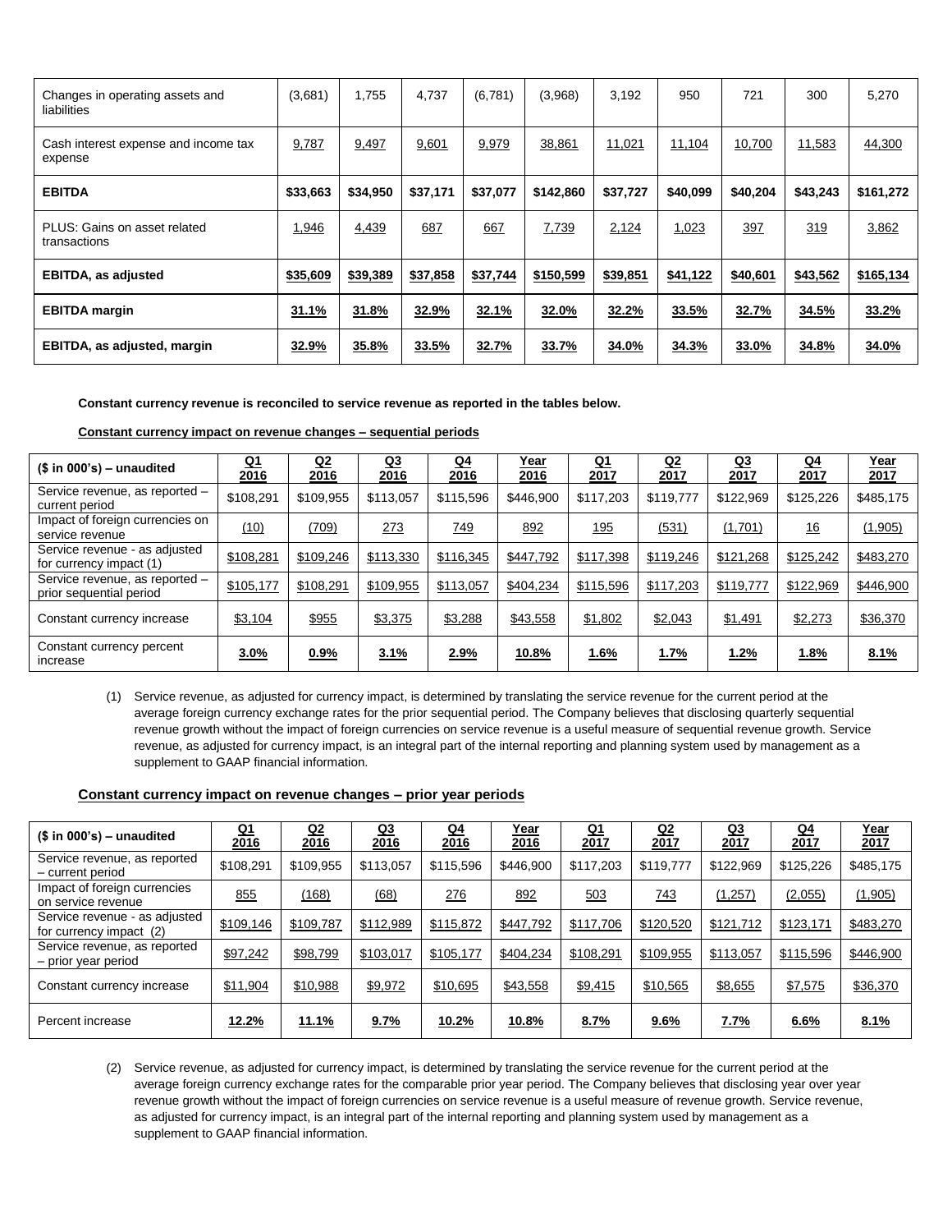| Changes in operating assets and liabilities | (3,681) | 1,755 | 4,737 | (6,781) | (3,968) | 3,192 | 950 | 721 | 300 | 5,270 |
|---|---|---|---|---|---|---|---|---|---|---|
| Cash interest expense and income tax expense | 9,787 | 9,497 | 9,601 | 9,979 | 38,861 | 11,021 | 11,104 | 10,700 | 11,583 | 44,300 |
| **EBITDA** | **$33,663** | **$34,950** | **$37,171** | **$37,077** | **$142,860** | **$37,727** | **$40,099** | **$40,204** | **$43,243** | **$161,272** |
| PLUS: Gains on asset related transactions | 1,946 | 4,439 | 687 | 667 | 7,739 | 2,124 | 1,023 | 397 | 319 | 3,862 |
| **EBITDA, as adjusted** | **$35,609** | **$39,389** | **$37,858** | **$37,744** | **$150,599** | **$39,851** | **$41,122** | **$40,601** | **$43,562** | **$165,134** |
| **EBITDA margin** | **31.1%** | **31.8%** | **32.9%** | **32.1%** | **32.0%** | **32.2%** | **33.5%** | **32.7%** | **34.5%** | **33.2%** |
| **EBITDA, as adjusted, margin** | **32.9%** | **35.8%** | **33.5%** | **32.7%** | **33.7%** | **34.0%** | **34.3%** | **33.0%** | **34.8%** | **34.0%** |

**Constant currency revenue is reconciled to service revenue as reported in the tables below.**

**Constant currency impact on revenue changes – sequential periods**

| ($ in 000's) – unaudited | Q1 2016 | Q2 2016 | Q3 2016 | Q4 2016 | Year 2016 | Q1 2017 | Q2 2017 | Q3 2017 | Q4 2017 | Year 2017 |
|---|---|---|---|---|---|---|---|---|---|---|
| Service revenue, as reported – current period | $108,291 | $109,955 | $113,057 | $115,596 | $446,900 | $117,203 | $119,777 | $122,969 | $125,226 | $485,175 |
| Impact of foreign currencies on service revenue | (10) | (709) | 273 | 749 | 892 | 195 | (531) | (1,701) | 16 | (1,905) |
| Service revenue - as adjusted for currency impact (1) | $108,281 | $109,246 | $113,330 | $116,345 | $447,792 | $117,398 | $119,246 | $121,268 | $125,242 | $483,270 |
| Service revenue, as reported – prior sequential period | $105,177 | $108,291 | $109,955 | $113,057 | $404,234 | $115,596 | $117,203 | $119,777 | $122,969 | $446,900 |
| Constant currency increase | $3,104 | $955 | $3,375 | $3,288 | $43,558 | $1,802 | $2,043 | $1,491 | $2,273 | $36,370 |
| Constant currency percent increase | **3.0%** | **0.9%** | **3.1%** | **2.9%** | **10.8%** | **1.6%** | **1.7%** | **1.2%** | **1.8%** | **8.1%** |

(1) Service revenue, as adjusted for currency impact, is determined by translating the service revenue for the current period at the average foreign currency exchange rates for the prior sequential period. The Company believes that disclosing quarterly sequential revenue growth without the impact of foreign currencies on service revenue is a useful measure of sequential revenue growth. Service revenue, as adjusted for currency impact, is an integral part of the internal reporting and planning system used by management as a supplement to GAAP financial information.

**Constant currency impact on revenue changes – prior year periods**

| ($ in 000's) – unaudited | Q1 2016 | Q2 2016 | Q3 2016 | Q4 2016 | Year 2016 | Q1 2017 | Q2 2017 | Q3 2017 | Q4 2017 | Year 2017 |
|---|---|---|---|---|---|---|---|---|---|---|
| Service revenue, as reported – current period | $108,291 | $109,955 | $113,057 | $115,596 | $446,900 | $117,203 | $119,777 | $122,969 | $125,226 | $485,175 |
| Impact of foreign currencies on service revenue | 855 | (168) | (68) | 276 | 892 | 503 | 743 | (1,257) | (2,055) | (1,905) |
| Service revenue - as adjusted for currency impact (2) | $109,146 | $109,787 | $112,989 | $115,872 | $447,792 | $117,706 | $120,520 | $121,712 | $123,171 | $483,270 |
| Service revenue, as reported – prior year period | $97,242 | $98,799 | $103,017 | $105,177 | $404,234 | $108,291 | $109,955 | $113,057 | $115,596 | $446,900 |
| Constant currency increase | $11,904 | $10,988 | $9,972 | $10,695 | $43,558 | $9,415 | $10,565 | $8,655 | $7,575 | $36,370 |
| Percent increase | **12.2%** | **11.1%** | **9.7%** | **10.2%** | **10.8%** | **8.7%** | **9.6%** | **7.7%** | **6.6%** | **8.1%** |

(2) Service revenue, as adjusted for currency impact, is determined by translating the service revenue for the current period at the average foreign currency exchange rates for the comparable prior year period. The Company believes that disclosing year over year revenue growth without the impact of foreign currencies on service revenue is a useful measure of revenue growth. Service revenue, as adjusted for currency impact, is an integral part of the internal reporting and planning system used by management as a supplement to GAAP financial information.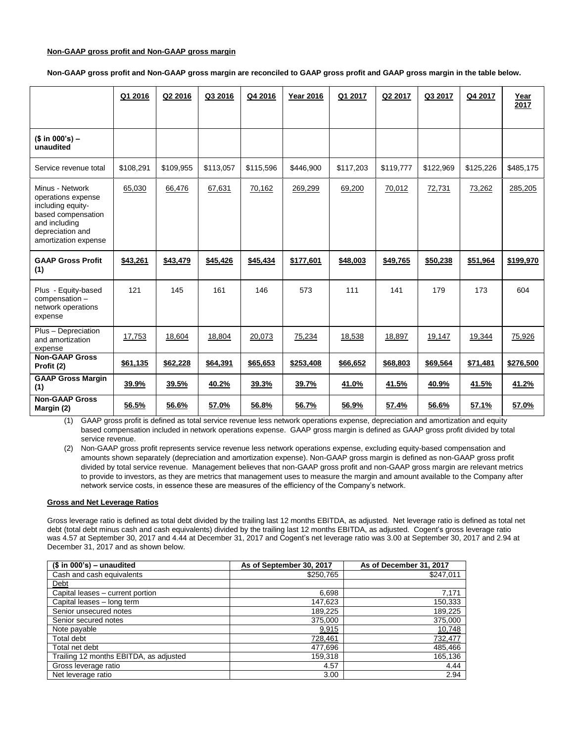**Non-GAAP gross profit and Non-GAAP gross margin**

**Non-GAAP gross profit and Non-GAAP gross margin are reconciled to GAAP gross profit and GAAP gross margin in the table below.**

| | Q1 2016 | Q2 2016 | Q3 2016 | Q4 2016 | Year 2016 | Q1 2017 | Q2 2017 | Q3 2017 | Q4 2017 | Year 2017 |
|---|---|---|---|---|---|---|---|---|---|---|
| **($ in 000's) – unaudited** | | | | | | | | | | |
| Service revenue total | $108,291 | $109,955 | $113,057 | $115,596 | $446,900 | $117,203 | $119,777 | $122,969 | $125,226 | $485,175 |
| Minus - Network operations expense including equity-based compensation and including depreciation and amortization expense | 65,030 | 66,476 | 67,631 | 70,162 | 269,299 | 69,200 | 70,012 | 72,731 | 73,262 | 285,205 |
| **GAAP Gross Profit (1)** | **$43,261** | **$43,479** | **$45,426** | **$45,434** | **$177,601** | **$48,003** | **$49,765** | **$50,238** | **$51,964** | **$199,970** |
| Plus - Equity-based compensation – network operations expense | 121 | 145 | 161 | 146 | 573 | 111 | 141 | 179 | 173 | 604 |
| Plus – Depreciation and amortization expense | 17,753 | 18,604 | 18,804 | 20,073 | 75,234 | 18,538 | 18,897 | 19,147 | 19,344 | 75,926 |
| **Non-GAAP Gross Profit (2)** | **$61,135** | **$62,228** | **$64,391** | **$65,653** | **$253,408** | **$66,652** | **$68,803** | **$69,564** | **$71,481** | **$276,500** |
| **GAAP Gross Margin (1)** | **39.9%** | **39.5%** | **40.2%** | **39.3%** | **39.7%** | **41.0%** | **41.5%** | **40.9%** | **41.5%** | **41.2%** |
| **Non-GAAP Gross Margin (2)** | **56.5%** | **56.6%** | **57.0%** | **56.8%** | **56.7%** | **56.9%** | **57.4%** | **56.6%** | **57.1%** | **57.0%** |

(1) GAAP gross profit is defined as total service revenue less network operations expense, depreciation and amortization and equity based compensation included in network operations expense. GAAP gross margin is defined as GAAP gross profit divided by total service revenue.

(2) Non-GAAP gross profit represents service revenue less network operations expense, excluding equity-based compensation and amounts shown separately (depreciation and amortization expense). Non-GAAP gross margin is defined as non-GAAP gross profit divided by total service revenue. Management believes that non-GAAP gross profit and non-GAAP gross margin are relevant metrics to provide to investors, as they are metrics that management uses to measure the margin and amount available to the Company after network service costs, in essence these are measures of the efficiency of the Company's network.

**Gross and Net Leverage Ratios**

Gross leverage ratio is defined as total debt divided by the trailing last 12 months EBITDA, as adjusted. Net leverage ratio is defined as total net debt (total debt minus cash and cash equivalents) divided by the trailing last 12 months EBITDA, as adjusted. Cogent's gross leverage ratio was 4.57 at September 30, 2017 and 4.44 at December 31, 2017 and Cogent's net leverage ratio was 3.00 at September 30, 2017 and 2.94 at December 31, 2017 and as shown below.

| ($ in 000's) – unaudited | As of September 30, 2017 | As of December 31, 2017 |
|---|---|---|
| Cash and cash equivalents | $250,765 | $247,011 |
| Debt | | |
| Capital leases – current portion | 6,698 | 7,171 |
| Capital leases – long term | 147,623 | 150,333 |
| Senior unsecured notes | 189,225 | 189,225 |
| Senior secured notes | 375,000 | 375,000 |
| Note payable | 9,915 | 10,748 |
| Total debt | 728,461 | 732,477 |
| Total net debt | 477,696 | 485,466 |
| Trailing 12 months EBITDA, as adjusted | 159,318 | 165,136 |
| Gross leverage ratio | 4.57 | 4.44 |
| Net leverage ratio | 3.00 | 2.94 |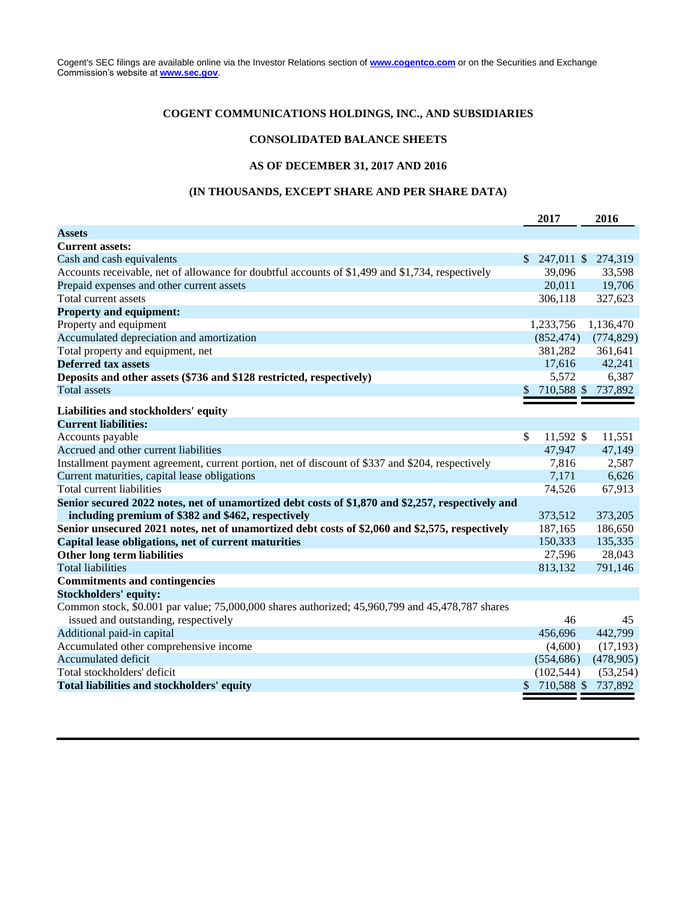Cogent's SEC filings are available online via the Investor Relations section of **www.cogentco.com** or on the Securities and Exchange Commission's website at **www.sec.gov**.

## COGENT COMMUNICATIONS HOLDINGS, INC., AND SUBSIDIARIES

## CONSOLIDATED BALANCE SHEETS

## AS OF DECEMBER 31, 2017 AND 2016

## (IN THOUSANDS, EXCEPT SHARE AND PER SHARE DATA)

| | 2017 | 2016 |
|---|---|---|
| **Assets** | | |
| **Current assets:** | | |
| Cash and cash equivalents | $ 247,011 | $ 274,319 |
| Accounts receivable, net of allowance for doubtful accounts of $1,499 and $1,734, respectively | 39,096 | 33,598 |
| Prepaid expenses and other current assets | 20,011 | 19,706 |
| Total current assets | 306,118 | 327,623 |
| **Property and equipment:** | | |
| Property and equipment | 1,233,756 | 1,136,470 |
| Accumulated depreciation and amortization | (852,474) | (774,829) |
| Total property and equipment, net | 381,282 | 361,641 |
| **Deferred tax assets** | 17,616 | 42,241 |
| **Deposits and other assets ($736 and $128 restricted, respectively)** | 5,572 | 6,387 |
| Total assets | $ 710,588 | $ 737,892 |
| **Liabilities and stockholders' equity** | | |
| **Current liabilities:** | | |
| Accounts payable | $ 11,592 | $ 11,551 |
| Accrued and other current liabilities | 47,947 | 47,149 |
| Installment payment agreement, current portion, net of discount of $337 and $204, respectively | 7,816 | 2,587 |
| Current maturities, capital lease obligations | 7,171 | 6,626 |
| Total current liabilities | 74,526 | 67,913 |
| **Senior secured 2022 notes, net of unamortized debt costs of $1,870 and $2,257, respectively and including premium of $382 and $462, respectively** | 373,512 | 373,205 |
| **Senior unsecured 2021 notes, net of unamortized debt costs of $2,060 and $2,575, respectively** | 187,165 | 186,650 |
| **Capital lease obligations, net of current maturities** | 150,333 | 135,335 |
| **Other long term liabilities** | 27,596 | 28,043 |
| Total liabilities | 813,132 | 791,146 |
| **Commitments and contingencies** | | |
| **Stockholders' equity:** | | |
| Common stock, $0.001 par value; 75,000,000 shares authorized; 45,960,799 and 45,478,787 shares issued and outstanding, respectively | 46 | 45 |
| Additional paid-in capital | 456,696 | 442,799 |
| Accumulated other comprehensive income | (4,600) | (17,193) |
| Accumulated deficit | (554,686) | (478,905) |
| Total stockholders' deficit | (102,544) | (53,254) |
| **Total liabilities and stockholders' equity** | $ 710,588 | $ 737,892 |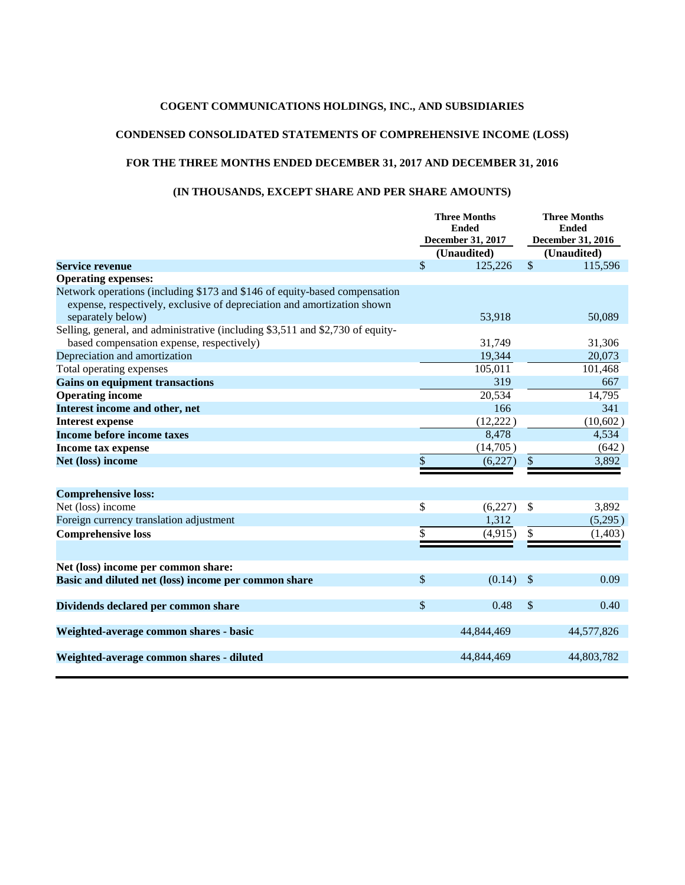**COGENT COMMUNICATIONS HOLDINGS, INC., AND SUBSIDIARIES**

**CONDENSED CONSOLIDATED STATEMENTS OF COMPREHENSIVE INCOME (LOSS)**

**FOR THE THREE MONTHS ENDED DECEMBER 31, 2017 AND DECEMBER 31, 2016**

**(IN THOUSANDS, EXCEPT SHARE AND PER SHARE AMOUNTS)**

| | Three Months Ended December 31, 2017 (Unaudited) | Three Months Ended December 31, 2016 (Unaudited) |
|---|---|---|
| **Service revenue** | $ 125,226 | $ 115,596 |
| **Operating expenses:** | | |
| Network operations (including $173 and $146 of equity-based compensation expense, respectively, exclusive of depreciation and amortization shown separately below) | 53,918 | 50,089 |
| Selling, general, and administrative (including $3,511 and $2,730 of equity-based compensation expense, respectively) | 31,749 | 31,306 |
| Depreciation and amortization | 19,344 | 20,073 |
| Total operating expenses | 105,011 | 101,468 |
| **Gains on equipment transactions** | 319 | 667 |
| **Operating income** | 20,534 | 14,795 |
| **Interest income and other, net** | 166 | 341 |
| **Interest expense** | (12,222) | (10,602) |
| **Income before income taxes** | 8,478 | 4,534 |
| **Income tax expense** | (14,705) | (642) |
| **Net (loss) income** | $ (6,227) | $ 3,892 |
| | | |
| **Comprehensive loss:** | | |
| Net (loss) income | $ (6,227) | $ 3,892 |
| Foreign currency translation adjustment | 1,312 | (5,295) |
| **Comprehensive loss** | $ (4,915) | $ (1,403) |
| | | |
| **Net (loss) income per common share:** | | |
| **Basic and diluted net (loss) income per common share** | $ (0.14) | $ 0.09 |
| | | |
| **Dividends declared per common share** | $ 0.48 | $ 0.40 |
| | | |
| **Weighted-average common shares - basic** | 44,844,469 | 44,577,826 |
| | | |
| **Weighted-average common shares - diluted** | 44,844,469 | 44,803,782 |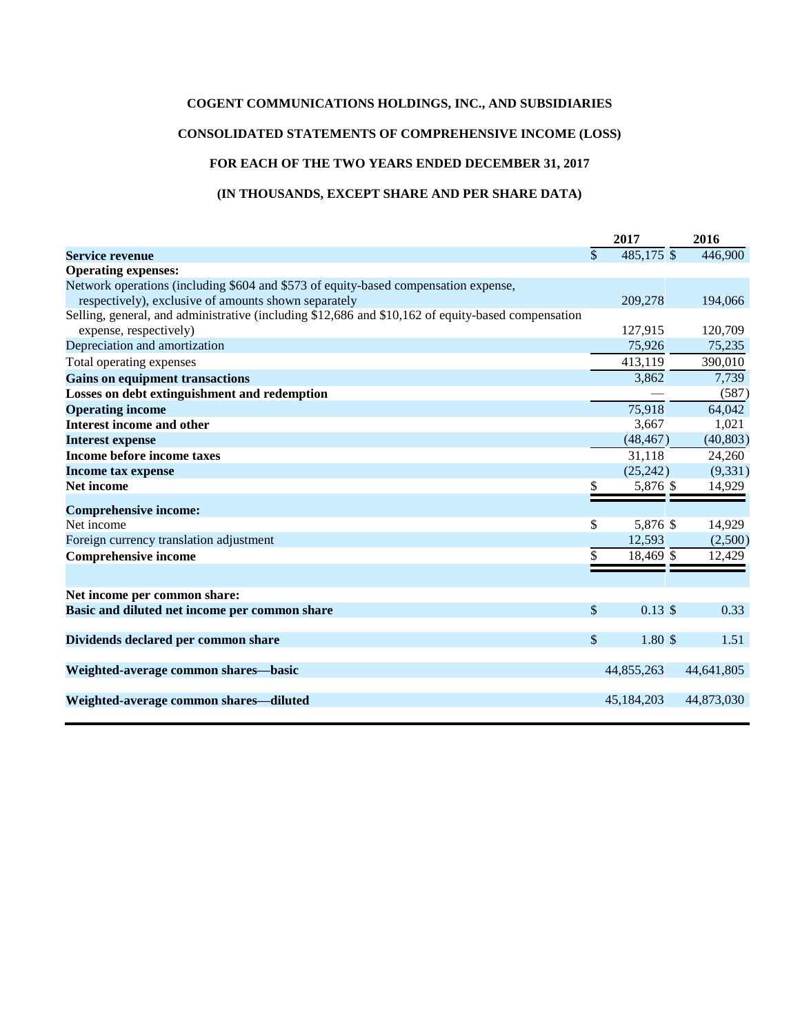# COGENT COMMUNICATIONS HOLDINGS, INC., AND SUBSIDIARIES

## CONSOLIDATED STATEMENTS OF COMPREHENSIVE INCOME (LOSS)

### FOR EACH OF THE TWO YEARS ENDED DECEMBER 31, 2017

### (IN THOUSANDS, EXCEPT SHARE AND PER SHARE DATA)

| | 2017 | 2016 |
|---|---|---|
| **Service revenue** | $ 485,175 | $ 446,900 |
| **Operating expenses:** | | |
| Network operations (including $604 and $573 of equity-based compensation expense, respectively), exclusive of amounts shown separately | 209,278 | 194,066 |
| Selling, general, and administrative (including $12,686 and $10,162 of equity-based compensation expense, respectively) | 127,915 | 120,709 |
| Depreciation and amortization | 75,926 | 75,235 |
| Total operating expenses | 413,119 | 390,010 |
| **Gains on equipment transactions** | 3,862 | 7,739 |
| **Losses on debt extinguishment and redemption** | — | (587) |
| **Operating income** | 75,918 | 64,042 |
| **Interest income and other** | 3,667 | 1,021 |
| **Interest expense** | (48,467) | (40,803) |
| **Income before income taxes** | 31,118 | 24,260 |
| **Income tax expense** | (25,242) | (9,331) |
| **Net income** | $ 5,876 | $ 14,929 |
| **Comprehensive income:** | | |
| Net income | $ 5,876 | $ 14,929 |
| Foreign currency translation adjustment | 12,593 | (2,500) |
| **Comprehensive income** | $ 18,469 | $ 12,429 |
| | | |
| **Net income per common share:** | | |
| **Basic and diluted net income per common share** | $ 0.13 | $ 0.33 |
| | | |
| **Dividends declared per common share** | $ 1.80 | $ 1.51 |
| | | |
| **Weighted-average common shares—basic** | 44,855,263 | 44,641,805 |
| | | |
| **Weighted-average common shares—diluted** | 45,184,203 | 44,873,030 |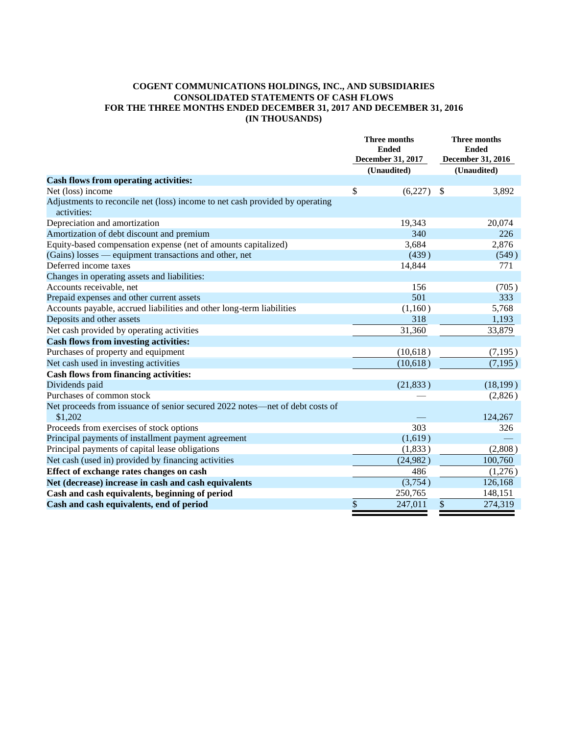# COGENT COMMUNICATIONS HOLDINGS, INC., AND SUBSIDIARIES
## CONSOLIDATED STATEMENTS OF CASH FLOWS
## FOR THE THREE MONTHS ENDED DECEMBER 31, 2017 AND DECEMBER 31, 2016
## (IN THOUSANDS)

| | Three months Ended December 31, 2017 (Unaudited) | Three months Ended December 31, 2016 (Unaudited) |
|---|---|---|
| **Cash flows from operating activities:** | | |
| Net (loss) income | $ (6,227) | $ 3,892 |
| Adjustments to reconcile net (loss) income to net cash provided by operating activities: | | |
| Depreciation and amortization | 19,343 | 20,074 |
| Amortization of debt discount and premium | 340 | 226 |
| Equity-based compensation expense (net of amounts capitalized) | 3,684 | 2,876 |
| (Gains) losses — equipment transactions and other, net | (439) | (549) |
| Deferred income taxes | 14,844 | 771 |
| Changes in operating assets and liabilities: | | |
| Accounts receivable, net | 156 | (705) |
| Prepaid expenses and other current assets | 501 | 333 |
| Accounts payable, accrued liabilities and other long-term liabilities | (1,160) | 5,768 |
| Deposits and other assets | 318 | 1,193 |
| Net cash provided by operating activities | 31,360 | 33,879 |
| **Cash flows from investing activities:** | | |
| Purchases of property and equipment | (10,618) | (7,195) |
| Net cash used in investing activities | (10,618) | (7,195) |
| **Cash flows from financing activities:** | | |
| Dividends paid | (21,833) | (18,199) |
| Purchases of common stock | — | (2,826) |
| Net proceeds from issuance of senior secured 2022 notes—net of debt costs of $1,202 | — | 124,267 |
| Proceeds from exercises of stock options | 303 | 326 |
| Principal payments of installment payment agreement | (1,619) | — |
| Principal payments of capital lease obligations | (1,833) | (2,808) |
| Net cash (used in) provided by financing activities | (24,982) | 100,760 |
| **Effect of exchange rates changes on cash** | 486 | (1,276) |
| **Net (decrease) increase in cash and cash equivalents** | (3,754) | 126,168 |
| **Cash and cash equivalents, beginning of period** | 250,765 | 148,151 |
| **Cash and cash equivalents, end of period** | $ 247,011 | $ 274,319 |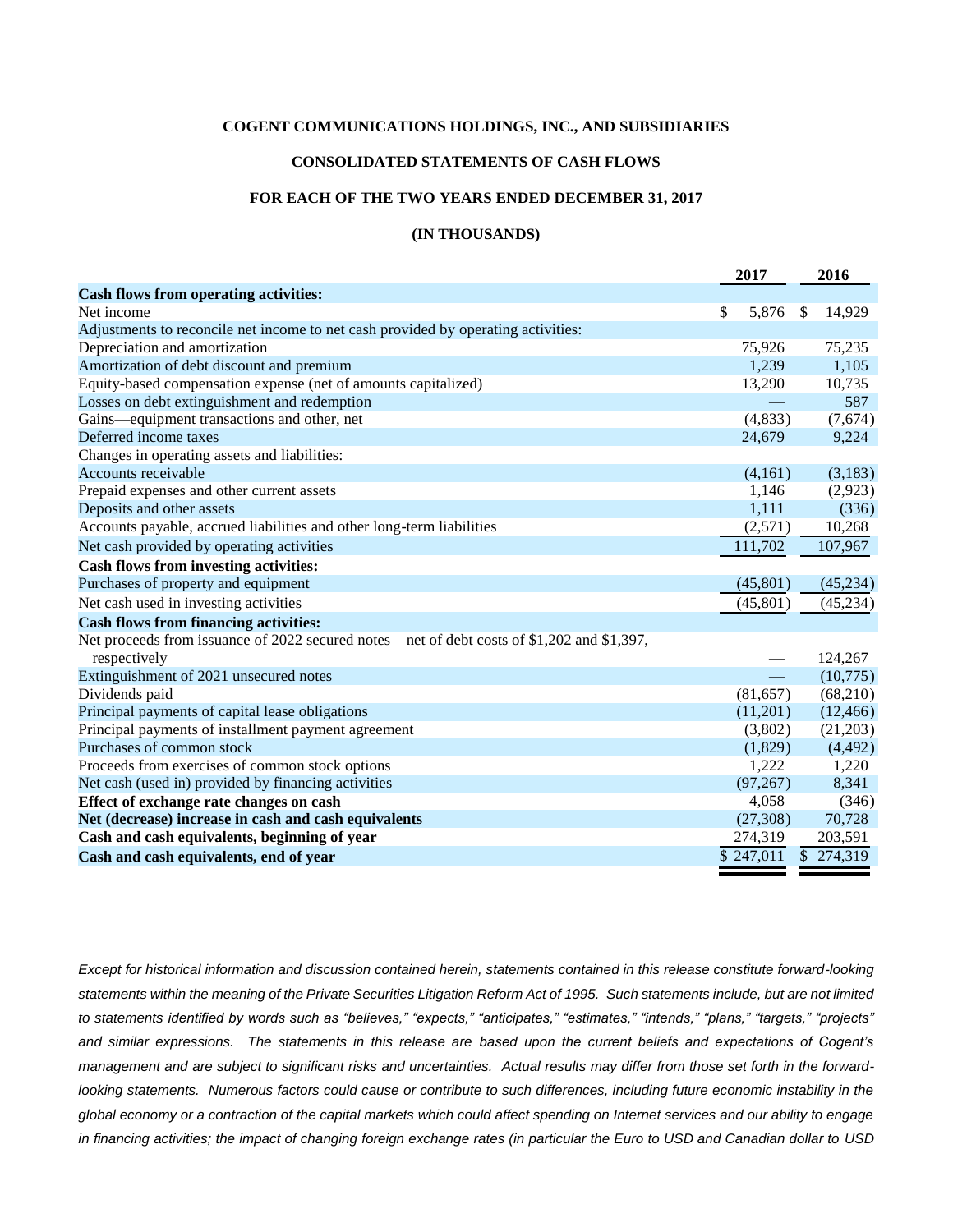**COGENT COMMUNICATIONS HOLDINGS, INC., AND SUBSIDIARIES**

**CONSOLIDATED STATEMENTS OF CASH FLOWS**

**FOR EACH OF THE TWO YEARS ENDED DECEMBER 31, 2017**

**(IN THOUSANDS)**

| | 2017 | 2016 |
|---|---|---|
| **Cash flows from operating activities:** | | |
| Net income | $ 5,876 | $ 14,929 |
| Adjustments to reconcile net income to net cash provided by operating activities: | | |
| Depreciation and amortization | 75,926 | 75,235 |
| Amortization of debt discount and premium | 1,239 | 1,105 |
| Equity-based compensation expense (net of amounts capitalized) | 13,290 | 10,735 |
| Losses on debt extinguishment and redemption | — | 587 |
| Gains—equipment transactions and other, net | (4,833) | (7,674) |
| Deferred income taxes | 24,679 | 9,224 |
| Changes in operating assets and liabilities: | | |
| Accounts receivable | (4,161) | (3,183) |
| Prepaid expenses and other current assets | 1,146 | (2,923) |
| Deposits and other assets | 1,111 | (336) |
| Accounts payable, accrued liabilities and other long-term liabilities | (2,571) | 10,268 |
| Net cash provided by operating activities | 111,702 | 107,967 |
| **Cash flows from investing activities:** | | |
| Purchases of property and equipment | (45,801) | (45,234) |
| Net cash used in investing activities | (45,801) | (45,234) |
| **Cash flows from financing activities:** | | |
| Net proceeds from issuance of 2022 secured notes—net of debt costs of $1,202 and $1,397, respectively | — | 124,267 |
| Extinguishment of 2021 unsecured notes | — | (10,775) |
| Dividends paid | (81,657) | (68,210) |
| Principal payments of capital lease obligations | (11,201) | (12,466) |
| Principal payments of installment payment agreement | (3,802) | (21,203) |
| Purchases of common stock | (1,829) | (4,492) |
| Proceeds from exercises of common stock options | 1,222 | 1,220 |
| Net cash (used in) provided by financing activities | (97,267) | 8,341 |
| **Effect of exchange rate changes on cash** | 4,058 | (346) |
| **Net (decrease) increase in cash and cash equivalents** | (27,308) | 70,728 |
| **Cash and cash equivalents, beginning of year** | 274,319 | 203,591 |
| **Cash and cash equivalents, end of year** | $ 247,011 | $ 274,319 |

*Except for historical information and discussion contained herein, statements contained in this release constitute forward-looking statements within the meaning of the Private Securities Litigation Reform Act of 1995. Such statements include, but are not limited to statements identified by words such as "believes," "expects," "anticipates," "estimates," "intends," "plans," "targets," "projects" and similar expressions. The statements in this release are based upon the current beliefs and expectations of Cogent's management and are subject to significant risks and uncertainties. Actual results may differ from those set forth in the forward-looking statements. Numerous factors could cause or contribute to such differences, including future economic instability in the global economy or a contraction of the capital markets which could affect spending on Internet services and our ability to engage in financing activities; the impact of changing foreign exchange rates (in particular the Euro to USD and Canadian dollar to USD*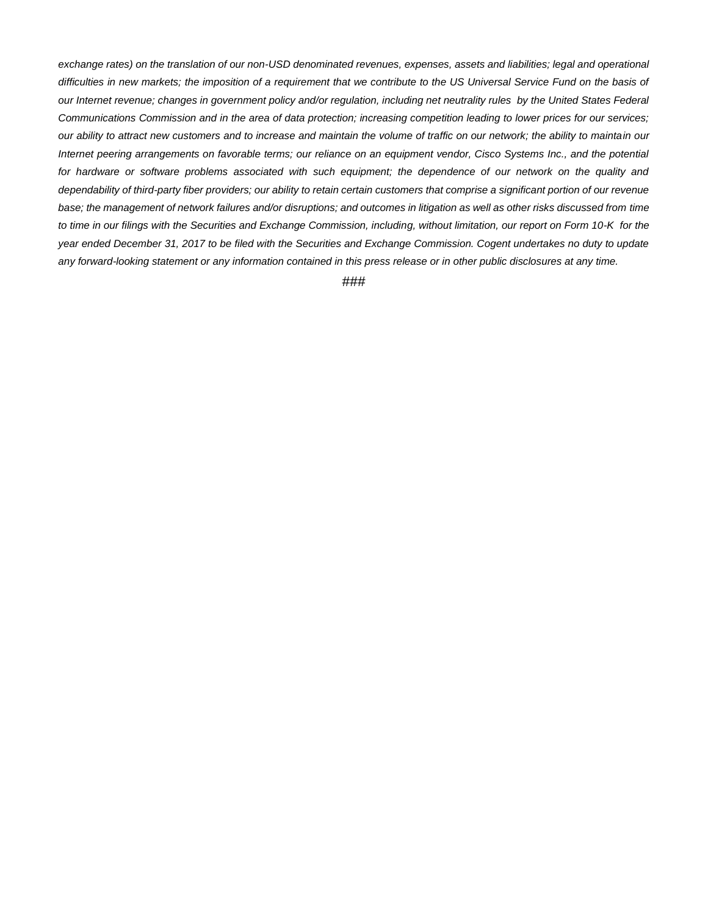*exchange rates) on the translation of our non-USD denominated revenues, expenses, assets and liabilities; legal and operational difficulties in new markets; the imposition of a requirement that we contribute to the US Universal Service Fund on the basis of our Internet revenue; changes in government policy and/or regulation, including net neutrality rules by the United States Federal Communications Commission and in the area of data protection; increasing competition leading to lower prices for our services; our ability to attract new customers and to increase and maintain the volume of traffic on our network; the ability to maintain our Internet peering arrangements on favorable terms; our reliance on an equipment vendor, Cisco Systems Inc., and the potential for hardware or software problems associated with such equipment; the dependence of our network on the quality and dependability of third-party fiber providers; our ability to retain certain customers that comprise a significant portion of our revenue base; the management of network failures and/or disruptions; and outcomes in litigation as well as other risks discussed from time to time in our filings with the Securities and Exchange Commission, including, without limitation, our report on Form 10-K for the year ended December 31, 2017 to be filed with the Securities and Exchange Commission. Cogent undertakes no duty to update any forward-looking statement or any information contained in this press release or in other public disclosures at any time.*

###